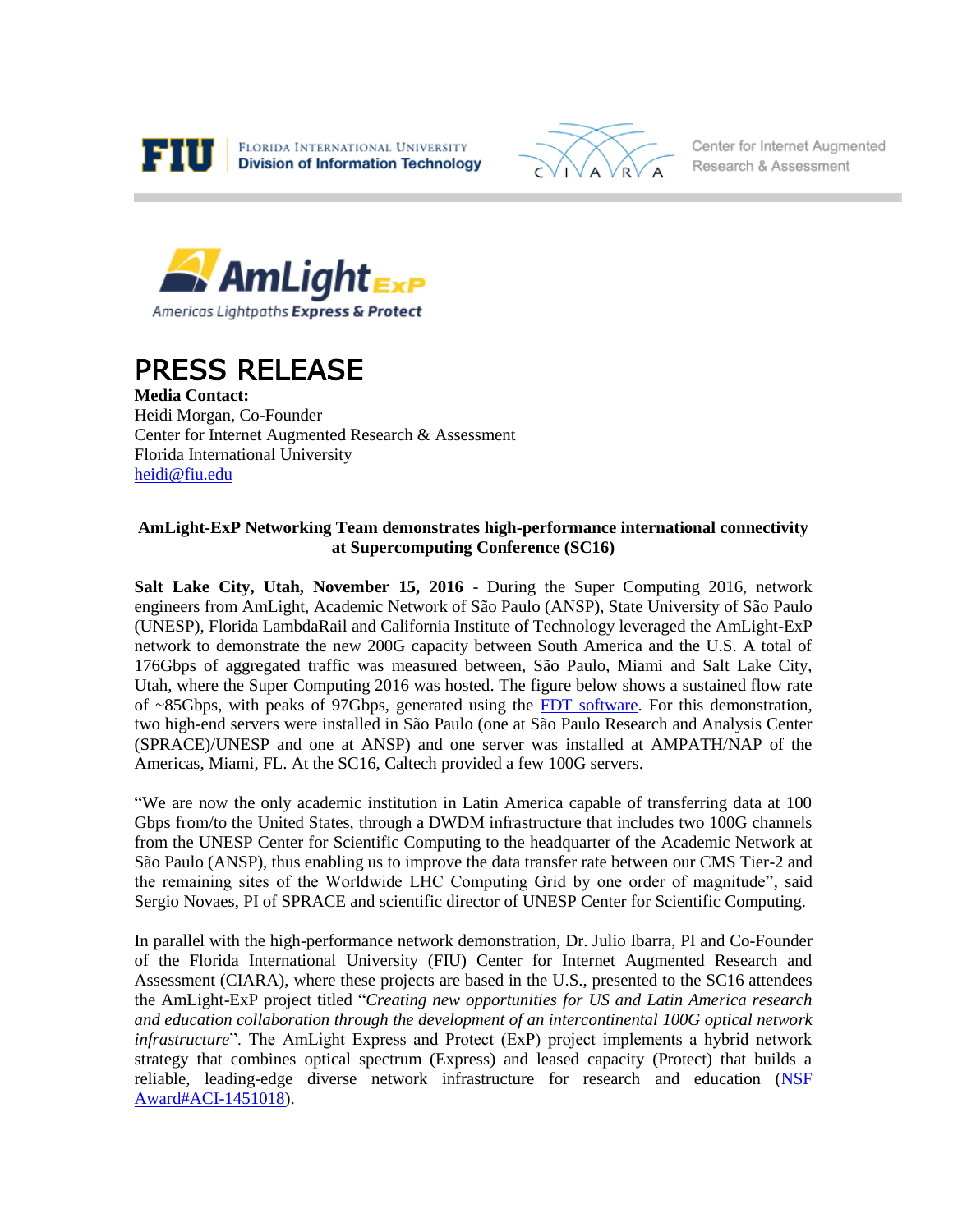FIU | Florida International University Division of Information Technology

Center for Internet Augmented Research & Assessment

AmLight ExP

Americas Lightpaths Express & Protect

# PRESS RELEASE

**Media Contact:**
Heidi Morgan, Co-Founder
Center for Internet Augmented Research & Assessment
Florida International University
[heidi@fiu.edu](mailto:heidi@fiu.edu)

**AmLight-ExP Networking Team demonstrates high-performance international connectivity at Supercomputing Conference (SC16)**

**Salt Lake City, Utah, November 15, 2016** - During the Super Computing 2016, network engineers from AmLight, Academic Network of São Paulo (ANSP), State University of São Paulo (UNESP), Florida LambdaRail and California Institute of Technology leveraged the AmLight-ExP network to demonstrate the new 200G capacity between South America and the U.S. A total of 176Gbps of aggregated traffic was measured between, São Paulo, Miami and Salt Lake City, Utah, where the Super Computing 2016 was hosted. The figure below shows a sustained flow rate of ~85Gbps, with peaks of 97Gbps, generated using the FDT software. For this demonstration, two high-end servers were installed in São Paulo (one at São Paulo Research and Analysis Center (SPRACE)/UNESP and one at ANSP) and one server was installed at AMPATH/NAP of the Americas, Miami, FL. At the SC16, Caltech provided a few 100G servers.

"We are now the only academic institution in Latin America capable of transferring data at 100 Gbps from/to the United States, through a DWDM infrastructure that includes two 100G channels from the UNESP Center for Scientific Computing to the headquarter of the Academic Network at São Paulo (ANSP), thus enabling us to improve the data transfer rate between our CMS Tier-2 and the remaining sites of the Worldwide LHC Computing Grid by one order of magnitude", said Sergio Novaes, PI of SPRACE and scientific director of UNESP Center for Scientific Computing.

In parallel with the high-performance network demonstration, Dr. Julio Ibarra, PI and Co-Founder of the Florida International University (FIU) Center for Internet Augmented Research and Assessment (CIARA), where these projects are based in the U.S., presented to the SC16 attendees the AmLight-ExP project titled "*Creating new opportunities for US and Latin America research and education collaboration through the development of an intercontinental 100G optical network infrastructure*". The AmLight Express and Protect (ExP) project implements a hybrid network strategy that combines optical spectrum (Express) and leased capacity (Protect) that builds a reliable, leading-edge diverse network infrastructure for research and education (NSF Award#ACI-1451018).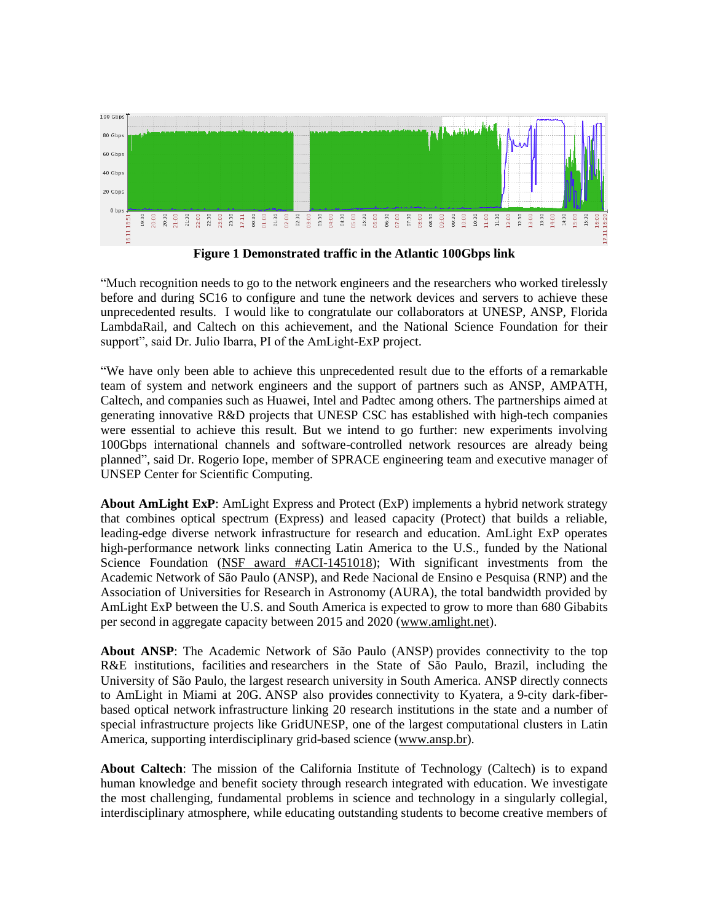**Figure 1 Demonstrated traffic in the Atlantic 100Gbps link**

"Much recognition needs to go to the network engineers and the researchers who worked tirelessly before and during SC16 to configure and tune the network devices and servers to achieve these unprecedented results. I would like to congratulate our collaborators at UNESP, ANSP, Florida LambdaRail, and Caltech on this achievement, and the National Science Foundation for their support", said Dr. Julio Ibarra, PI of the AmLight-ExP project.

"We have only been able to achieve this unprecedented result due to the efforts of a remarkable team of system and network engineers and the support of partners such as ANSP, AMPATH, Caltech, and companies such as Huawei, Intel and Padtec among others. The partnerships aimed at generating innovative R&D projects that UNESP CSC has established with high-tech companies were essential to achieve this result. But we intend to go further: new experiments involving 100Gbps international channels and software-controlled network resources are already being planned", said Dr. Rogerio Iope, member of SPRACE engineering team and executive manager of UNSEP Center for Scientific Computing.

**About AmLight ExP**: AmLight Express and Protect (ExP) implements a hybrid network strategy that combines optical spectrum (Express) and leased capacity (Protect) that builds a reliable, leading-edge diverse network infrastructure for research and education. AmLight ExP operates high-performance network links connecting Latin America to the U.S., funded by the National Science Foundation (NSF award #ACI-1451018); With significant investments from the Academic Network of São Paulo (ANSP), and Rede Nacional de Ensino e Pesquisa (RNP) and the Association of Universities for Research in Astronomy (AURA), the total bandwidth provided by AmLight ExP between the U.S. and South America is expected to grow to more than 680 Gibabits per second in aggregate capacity between 2015 and 2020 (www.amlight.net).

**About ANSP**: The Academic Network of São Paulo (ANSP) provides connectivity to the top R&E institutions, facilities and researchers in the State of São Paulo, Brazil, including the University of São Paulo, the largest research university in South America. ANSP directly connects to AmLight in Miami at 20G. ANSP also provides connectivity to Kyatera, a 9-city dark-fiber-based optical network infrastructure linking 20 research institutions in the state and a number of special infrastructure projects like GridUNESP, one of the largest computational clusters in Latin America, supporting interdisciplinary grid-based science (www.ansp.br).

**About Caltech**: The mission of the California Institute of Technology (Caltech) is to expand human knowledge and benefit society through research integrated with education. We investigate the most challenging, fundamental problems in science and technology in a singularly collegial, interdisciplinary atmosphere, while educating outstanding students to become creative members of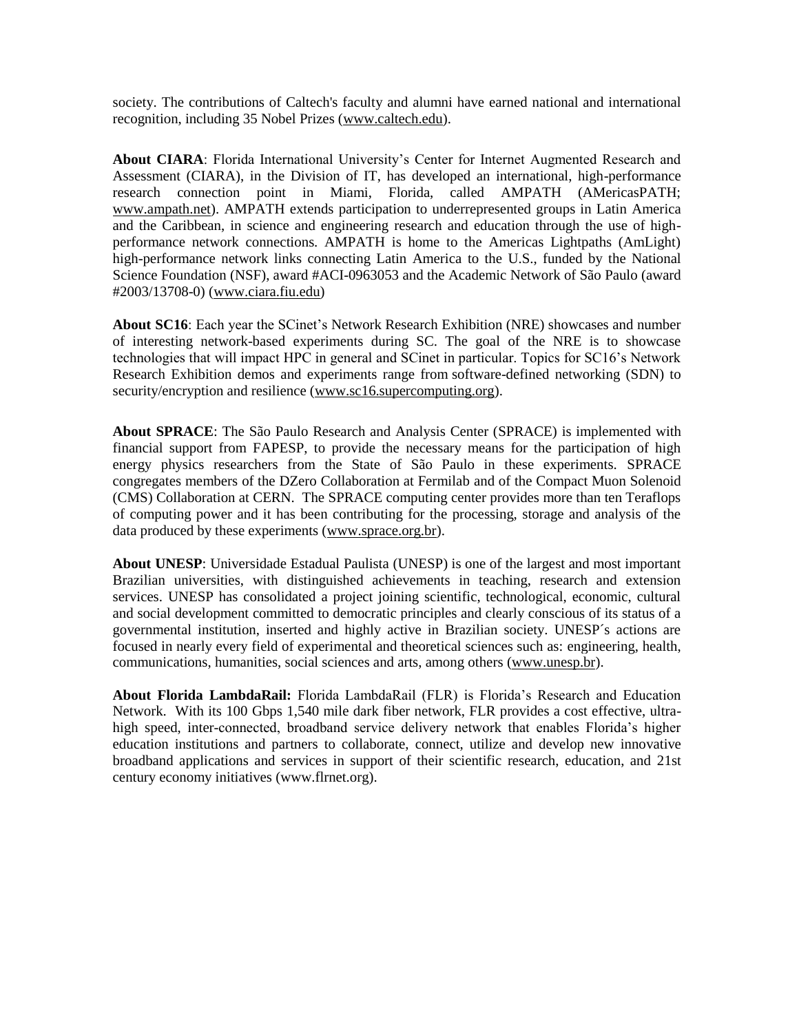society. The contributions of Caltech's faculty and alumni have earned national and international recognition, including 35 Nobel Prizes (www.caltech.edu).

**About CIARA**: Florida International University's Center for Internet Augmented Research and Assessment (CIARA), in the Division of IT, has developed an international, high-performance research connection point in Miami, Florida, called AMPATH (AMericasPATH; www.ampath.net). AMPATH extends participation to underrepresented groups in Latin America and the Caribbean, in science and engineering research and education through the use of high-performance network connections. AMPATH is home to the Americas Lightpaths (AmLight) high-performance network links connecting Latin America to the U.S., funded by the National Science Foundation (NSF), award #ACI-0963053 and the Academic Network of São Paulo (award #2003/13708-0) (www.ciara.fiu.edu)

**About SC16**: Each year the SCinet's Network Research Exhibition (NRE) showcases and number of interesting network-based experiments during SC. The goal of the NRE is to showcase technologies that will impact HPC in general and SCinet in particular. Topics for SC16's Network Research Exhibition demos and experiments range from software-defined networking (SDN) to security/encryption and resilience (www.sc16.supercomputing.org).

**About SPRACE**: The São Paulo Research and Analysis Center (SPRACE) is implemented with financial support from FAPESP, to provide the necessary means for the participation of high energy physics researchers from the State of São Paulo in these experiments. SPRACE congregates members of the DZero Collaboration at Fermilab and of the Compact Muon Solenoid (CMS) Collaboration at CERN. The SPRACE computing center provides more than ten Teraflops of computing power and it has been contributing for the processing, storage and analysis of the data produced by these experiments (www.sprace.org.br).

**About UNESP**: Universidade Estadual Paulista (UNESP) is one of the largest and most important Brazilian universities, with distinguished achievements in teaching, research and extension services. UNESP has consolidated a project joining scientific, technological, economic, cultural and social development committed to democratic principles and clearly conscious of its status of a governmental institution, inserted and highly active in Brazilian society. UNESP´s actions are focused in nearly every field of experimental and theoretical sciences such as: engineering, health, communications, humanities, social sciences and arts, among others (www.unesp.br).

**About Florida LambdaRail:** Florida LambdaRail (FLR) is Florida's Research and Education Network. With its 100 Gbps 1,540 mile dark fiber network, FLR provides a cost effective, ultra-high speed, inter-connected, broadband service delivery network that enables Florida's higher education institutions and partners to collaborate, connect, utilize and develop new innovative broadband applications and services in support of their scientific research, education, and 21st century economy initiatives (www.flrnet.org).